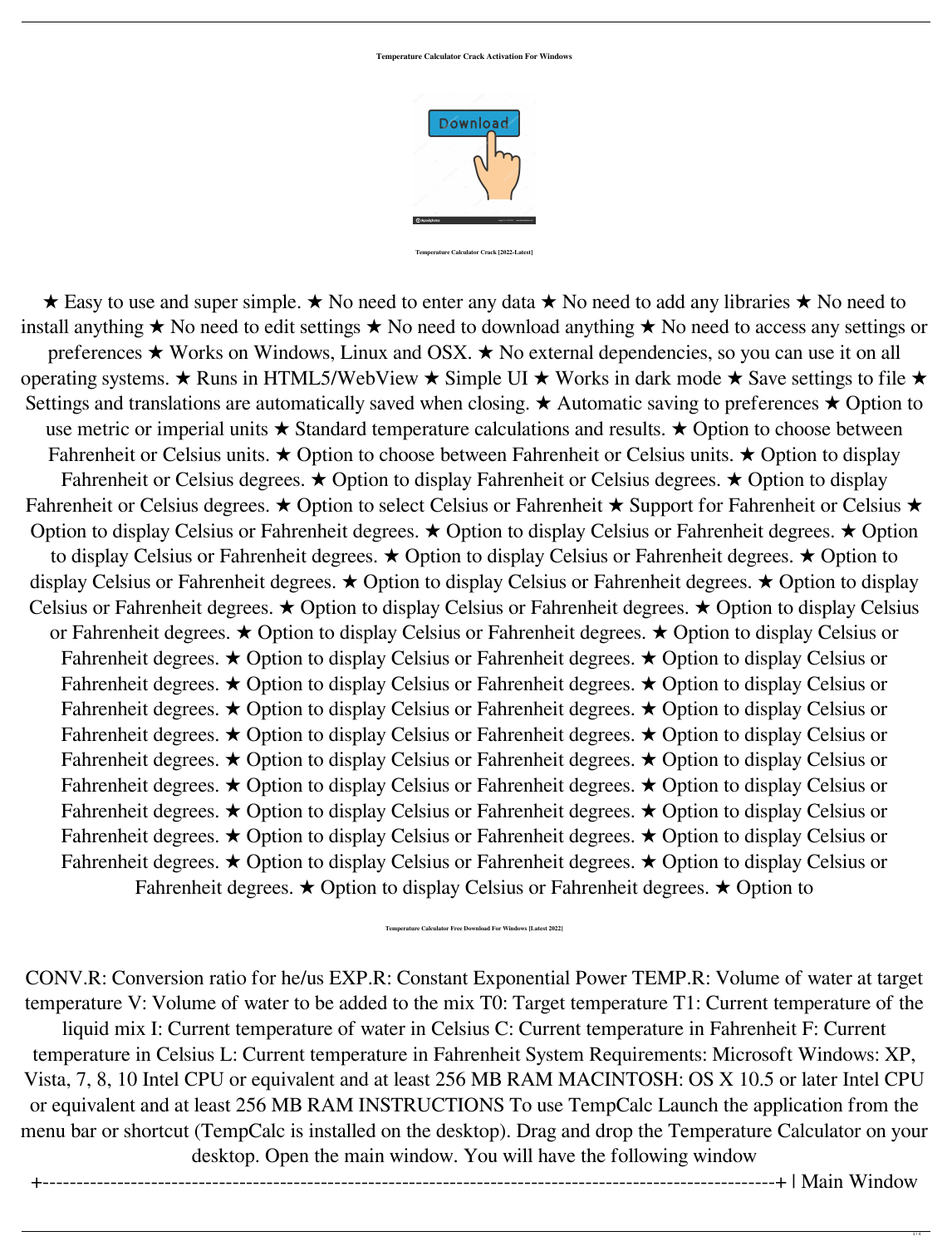# Temperature Calculator Crack Activation For Windows

## Temperature Calculator Crack [2022-Latest]

★ Easy to use and super simple. ★ No need to enter any data ★ No need to add any libraries ★ No need to install anything ★ No need to edit settings ★ No need to download anything ★ No need to access any settings or preferences ★ Works on Windows, Linux and OSX. ★ No external dependencies, so you can use it on all operating systems. ★ Runs in HTML5/WebView ★ Simple UI ★ Works in dark mode ★ Save settings to file ★ Settings and translations are automatically saved when closing. ★ Automatic saving to preferences ★ Option to use metric or imperial units ★ Standard temperature calculations and results. ★ Option to choose between Fahrenheit or Celsius units. ★ Option to choose between Fahrenheit or Celsius units. ★ Option to display Fahrenheit or Celsius degrees. ★ Option to display Fahrenheit or Celsius degrees. ★ Option to display Fahrenheit or Celsius degrees. ★ Option to select Celsius or Fahrenheit ★ Support for Fahrenheit or Celsius ★ Option to display Celsius or Fahrenheit degrees. ★ Option to display Celsius or Fahrenheit degrees. ★ Option to display Celsius or Fahrenheit degrees. ★ Option to display Celsius or Fahrenheit degrees. ★ Option to display Celsius or Fahrenheit degrees. ★ Option to display Celsius or Fahrenheit degrees. ★ Option to display Celsius or Fahrenheit degrees. ★ Option to display Celsius or Fahrenheit degrees. ★ Option to display Celsius or Fahrenheit degrees. ★ Option to display Celsius or Fahrenheit degrees. ★ Option to display Celsius or Fahrenheit degrees. ★ Option to display Celsius or Fahrenheit degrees. ★ Option to display Celsius or Fahrenheit degrees. ★ Option to display Celsius or Fahrenheit degrees. ★ Option to display Celsius or Fahrenheit degrees. ★ Option to display Celsius or Fahrenheit degrees. ★ Option to display Celsius or Fahrenheit degrees. ★ Option to display Celsius or Fahrenheit degrees. ★ Option to display Celsius or Fahrenheit degrees. ★ Option to display Celsius or Fahrenheit degrees. ★ Option to display Celsius or Fahrenheit degrees. ★ Option to display Celsius or Fahrenheit degrees. ★ Option to display Celsius or Fahrenheit degrees. ★ Option to display Celsius or Fahrenheit degrees. ★ Option to display Celsius or Fahrenheit degrees. ★ Option to display Celsius or Fahrenheit degrees. ★ Option to display Celsius or Fahrenheit degrees. ★ Option to display Celsius or Fahrenheit degrees. ★ Option to display Celsius or Fahrenheit degrees. ★ Option to

## Temperature Calculator Free Download For Windows [Latest 2022]

CONV.R: Conversion ratio for he/us EXP.R: Constant Exponential Power TEMP.R: Volume of water at target temperature V: Volume of water to be added to the mix T0: Target temperature T1: Current temperature of the liquid mix I: Current temperature of water in Celsius C: Current temperature in Fahrenheit F: Current temperature in Celsius L: Current temperature in Fahrenheit System Requirements: Microsoft Windows: XP, Vista, 7, 8, 10 Intel CPU or equivalent and at least 256 MB RAM MACINTOSH: OS X 10.5 or later Intel CPU or equivalent and at least 256 MB RAM INSTRUCTIONS To use TempCalc Launch the application from the menu bar or shortcut (TempCalc is installed on the desktop). Drag and drop the Temperature Calculator on your desktop. Open the main window. You will have the following window

+-------------------------------------------------------------------------------------------------------+ | Main Window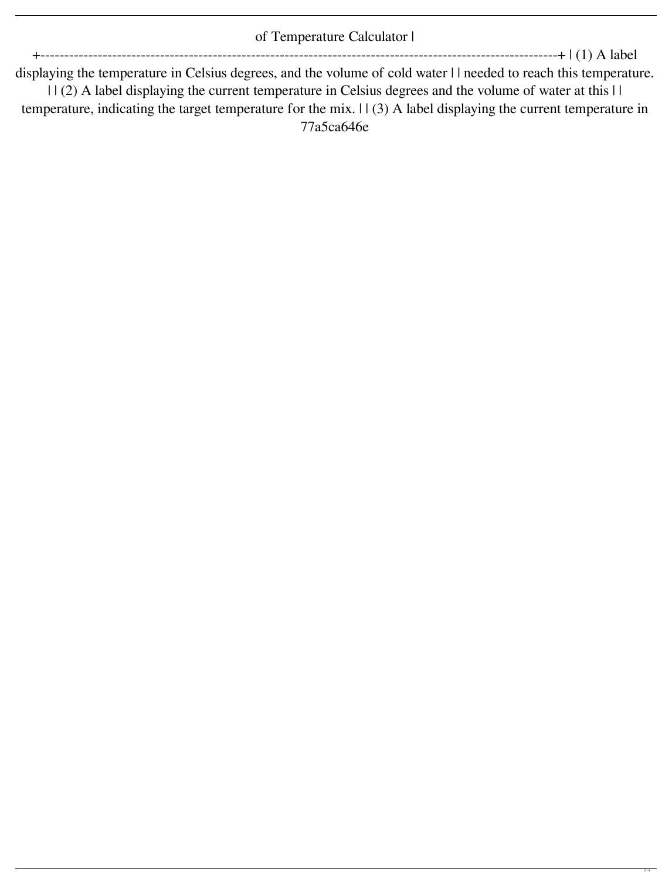of Temperature Calculator |

+------------------------------------------------------------------------------------------------------------+ | (1) A label displaying the temperature in Celsius degrees, and the volume of cold water | | needed to reach this temperature. | | (2) A label displaying the current temperature in Celsius degrees and the volume of water at this | | temperature, indicating the target temperature for the mix. | | (3) A label displaying the current temperature in

77a5ca646e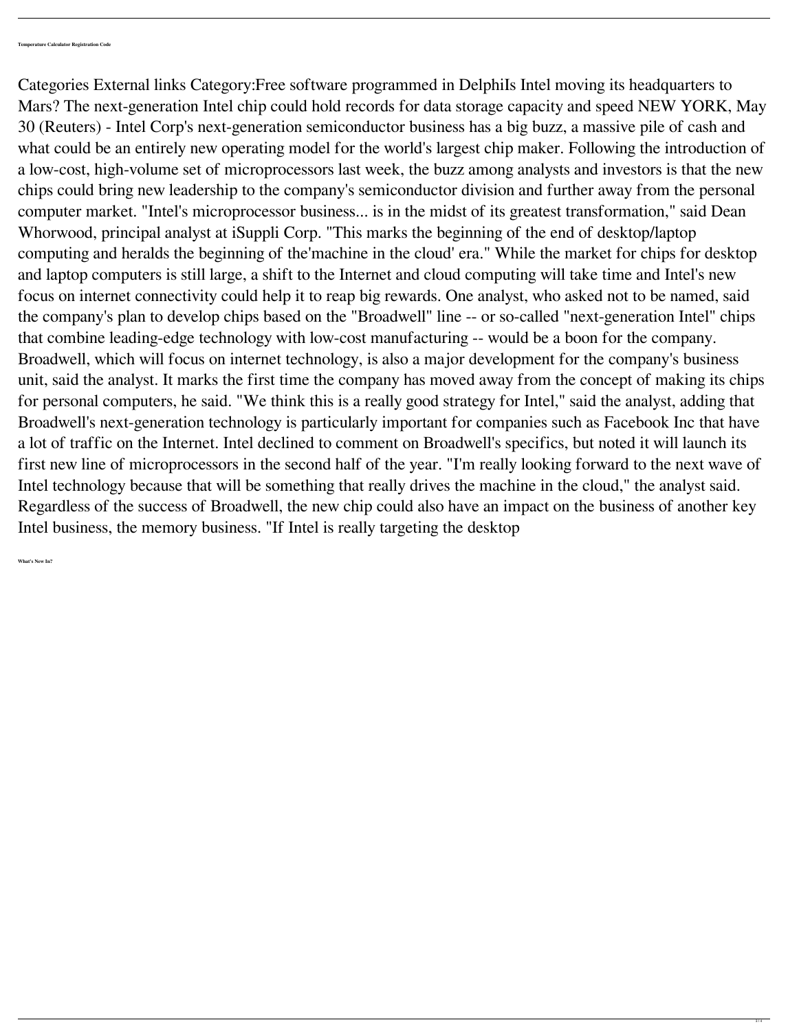**Temperature Calculator Registration Code**

Categories External links Category:Free software programmed in DelphiIs Intel moving its headquarters to Mars? The next-generation Intel chip could hold records for data storage capacity and speed NEW YORK, May 30 (Reuters) - Intel Corp's next-generation semiconductor business has a big buzz, a massive pile of cash and what could be an entirely new operating model for the world's largest chip maker. Following the introduction of a low-cost, high-volume set of microprocessors last week, the buzz among analysts and investors is that the new chips could bring new leadership to the company's semiconductor division and further away from the personal computer market. "Intel's microprocessor business... is in the midst of its greatest transformation," said Dean Whorwood, principal analyst at iSuppli Corp. "This marks the beginning of the end of desktop/laptop computing and heralds the beginning of the'machine in the cloud' era." While the market for chips for desktop and laptop computers is still large, a shift to the Internet and cloud computing will take time and Intel's new focus on internet connectivity could help it to reap big rewards. One analyst, who asked not to be named, said the company's plan to develop chips based on the "Broadwell" line -- or so-called "next-generation Intel" chips that combine leading-edge technology with low-cost manufacturing -- would be a boon for the company. Broadwell, which will focus on internet technology, is also a major development for the company's business unit, said the analyst. It marks the first time the company has moved away from the concept of making its chips for personal computers, he said. "We think this is a really good strategy for Intel," said the analyst, adding that Broadwell's next-generation technology is particularly important for companies such as Facebook Inc that have a lot of traffic on the Internet. Intel declined to comment on Broadwell's specifics, but noted it will launch its first new line of microprocessors in the second half of the year. "I'm really looking forward to the next wave of Intel technology because that will be something that really drives the machine in the cloud," the analyst said. Regardless of the success of Broadwell, the new chip could also have an impact on the business of another key Intel business, the memory business. "If Intel is really targeting the desktop

**What's New In?**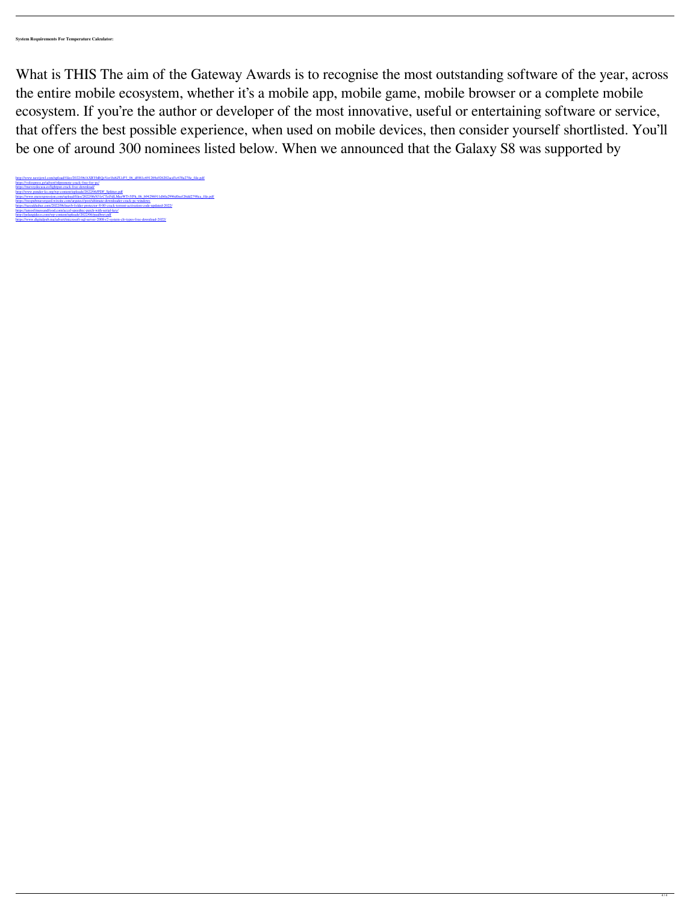**System Requirements For Temperature Calculator:**

What is THIS The aim of the Gateway Awards is to recognise the most outstanding software of the year, across the entire mobile ecosystem, whether it's a mobile app, mobile game, mobile browser or a complete mobile ecosystem. If you're the author or developer of the most innovative, useful or entertaining software or service, that offers the best possible experience, when used on mobile devices, then consider yourself shortlisted. You'll be one of around 300 nominees listed below. When we announced that the Galaxy S8 was supported by

http://www.nexjuowl.com/upload/files/2022/06/AXRYHRQrYcrHn6ZUzP3_06_df081c691269a926202acd3c678a279e_file.pdf
https://volospress.gr/advert/rdpremote-crack-free-for-pc/
https://mevoydecasa.es/lightpin-crack-free-download/
http://www.ponder-ks.org/wp-content/uploads/2022/06/PDF_Splitter.pdf
https://www.merexpression.com/upload/files/2022/06/S31rCTsI5dLMuaWFrYPh_06_b94296911db0a2996d0eef26dd2790ca_file.pdf
https://lsn-pubmaseygard.wixsite.com/argatuct/post/ultimate-downloader-crack-pc-windows
https://tazzakhabar.com/2022/06/mnyb-folder-protector-8-00-crack-torrent-activation-code-updated-2022/
https://smoothfitnessandfood.com/accel-anonfree-patch-with-serial-key/
http://pelangideco.com/wp-content/uploads/2022/06/pauliber.pdf
https://www.digitalpub.ma/advert/microsoft-sql-server-2008-r2-system-clr-types-free-download-2022/